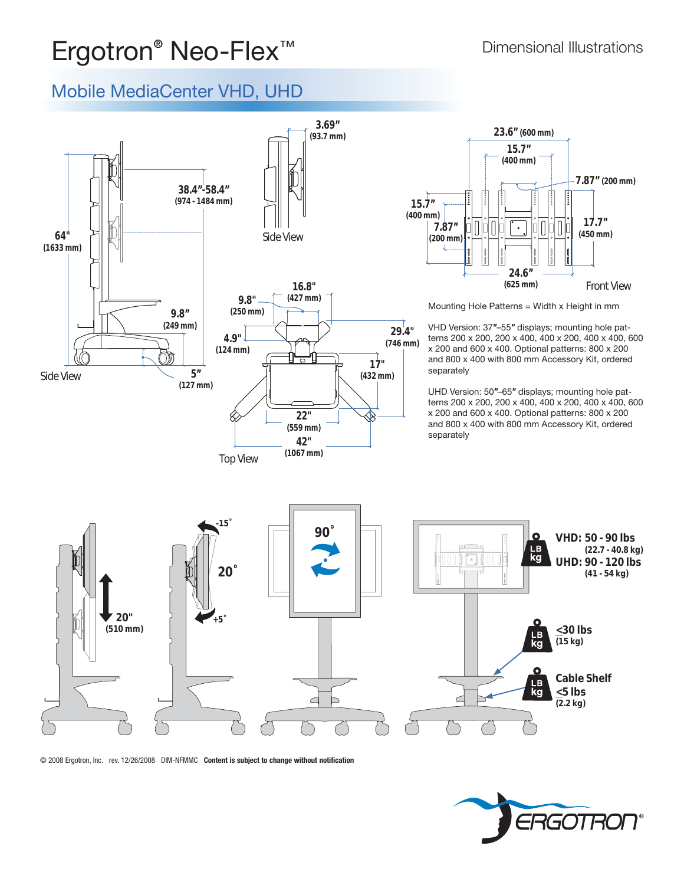# Ergotron® Neo-Flex™

Dimensional Illustrations

## Mobile MediaCenter VHD, UHD

Side View

64" (1633 mm)

38.4"-58.4" (974 - 1484 mm)

9.8" (249 mm)

5" (127 mm)

Side View

3.69" (93.7 mm)

Top View

16.8" (427 mm)

9.8" (250 mm)

4.9" (124 mm)

29.4" (746 mm)

17" (432 mm)

22" (559 mm)

42" (1067 mm)

Front View

23.6" (600 mm)

15.7" (400 mm)

7.87" (200 mm)

15.7" (400 mm)

7.87" (200 mm)

17.7" (450 mm)

24.6" (625 mm)

Mounting Hole Patterns = Width x Height in mm

VHD Version: 37"–55" displays; mounting hole patterns 200 x 200, 200 x 400, 400 x 200, 400 x 400, 600 x 200 and 600 x 400. Optional patterns: 800 x 200 and 800 x 400 with 800 mm Accessory Kit, ordered separately

UHD Version: 50"–65" displays; mounting hole patterns 200 x 200, 200 x 400, 400 x 200, 400 x 400, 600 x 200 and 600 x 400. Optional patterns: 800 x 200 and 800 x 400 with 800 mm Accessory Kit, ordered separately

20" (510 mm)

-15° 20° +5°

90°

**VHD: 50 - 90 lbs** (22.7 - 40.8 kg)
**UHD: 90 - 120 lbs** (41 - 54 kg)

≤30 lbs (15 kg)

**Cable Shelf** ≤5 lbs (2.2 kg)

© 2008 Ergotron, Inc. rev. 12/26/2008 DIM-NFMMC **Content is subject to change without notification**

ERGOTRON®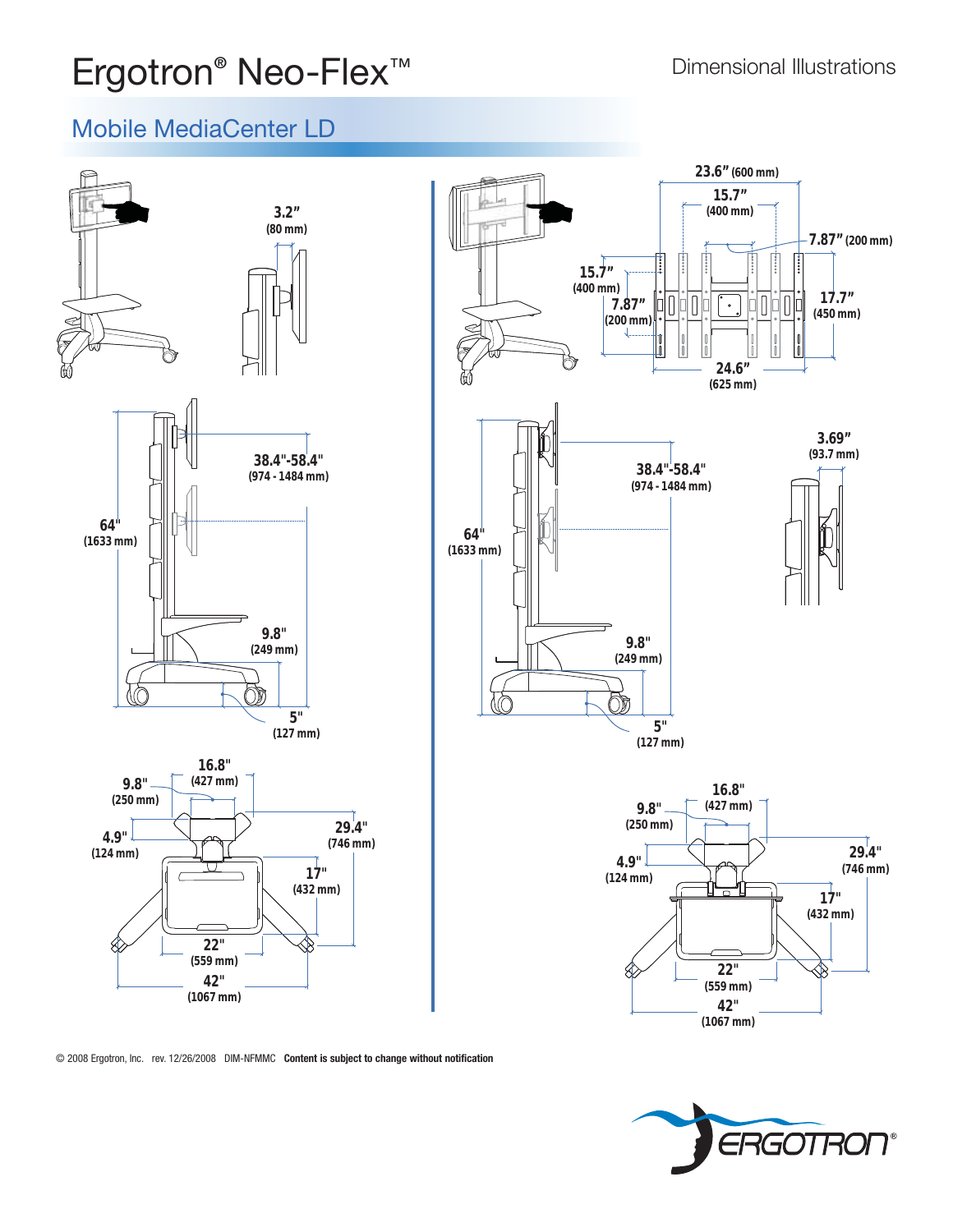# Ergotron® Neo-Flex™

Dimensional Illustrations

## Mobile MediaCenter LD

3.2" (80 mm)

38.4"-58.4" (974 - 1484 mm)

64" (1633 mm)

9.8" (249 mm)

5" (127 mm)

16.8" (427 mm)

9.8" (250 mm)

4.9" (124 mm)

29.4" (746 mm)

17" (432 mm)

22" (559 mm)

42" (1067 mm)

23.6" (600 mm)

15.7" (400 mm)

7.87" (200 mm)

15.7" (400 mm)

7.87" (200 mm)

17.7" (450 mm)

24.6" (625 mm)

3.69" (93.7 mm)

38.4"-58.4" (974 - 1484 mm)

64" (1633 mm)

9.8" (249 mm)

5" (127 mm)

16.8" (427 mm)

9.8" (250 mm)

4.9" (124 mm)

29.4" (746 mm)

17" (432 mm)

22" (559 mm)

42" (1067 mm)

© 2008 Ergotron, Inc. rev. 12/26/2008 DIM-NFMMC **Content is subject to change without notification**

ERGOTRON®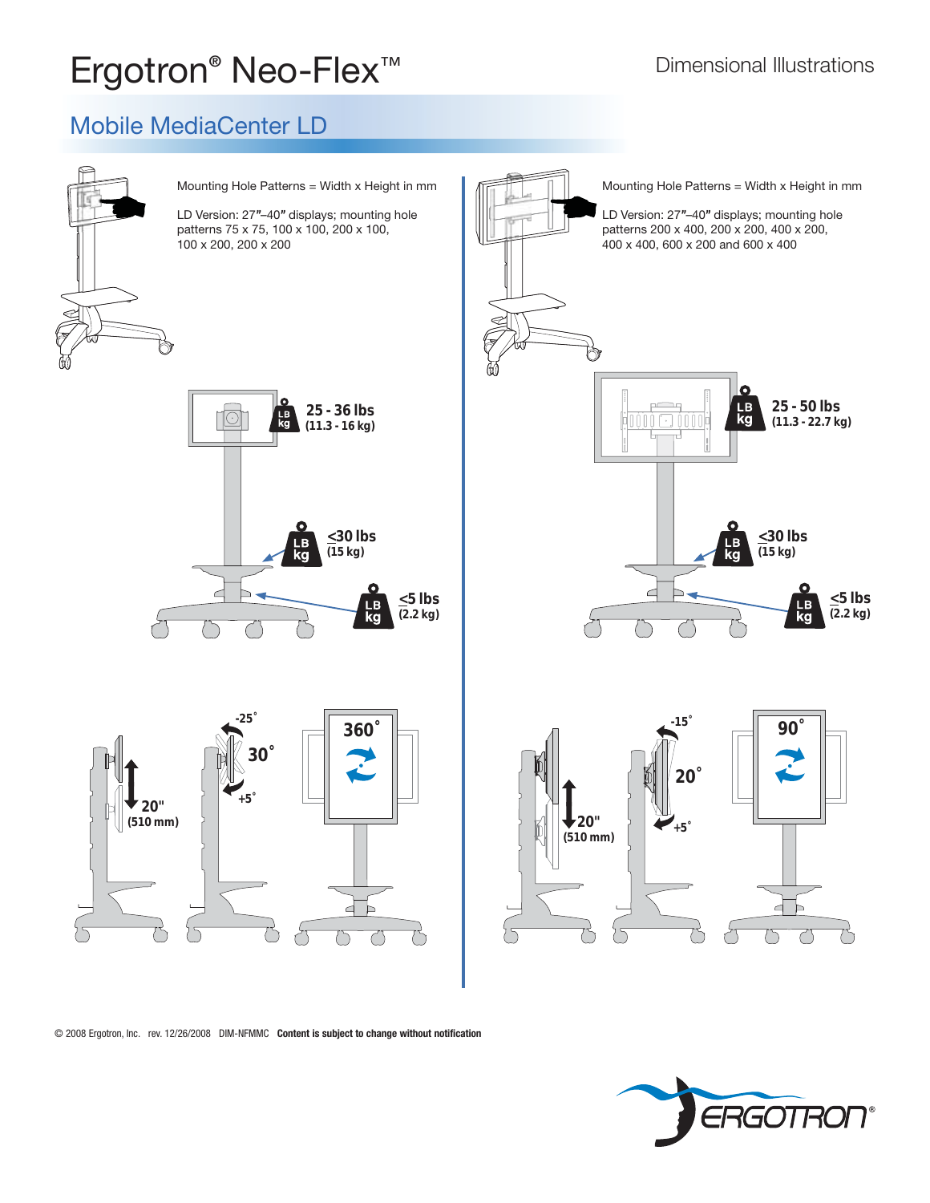# Ergotron® Neo-Flex™

Dimensional Illustrations

## Mobile MediaCenter LD

Mounting Hole Patterns = Width x Height in mm

LD Version: 27″–40″ displays; mounting hole patterns 75 x 75, 100 x 100, 200 x 100, 100 x 200, 200 x 200

25 - 36 lbs
(11.3 - 16 kg)

≤30 lbs
(15 kg)

≤5 lbs
(2.2 kg)

20"
(510 mm)

-25°
30°
+5°

360°

Mounting Hole Patterns = Width x Height in mm

LD Version: 27″–40″ displays; mounting hole patterns 200 x 400, 200 x 200, 400 x 200, 400 x 400, 600 x 200 and 600 x 400

25 - 50 lbs
(11.3 - 22.7 kg)

≤30 lbs
(15 kg)

≤5 lbs
(2.2 kg)

20"
(510 mm)

-15°
20°
+5°

90°

© 2008 Ergotron, Inc. rev. 12/26/2008 DIM-NFMMC **Content is subject to change without notification**

ERGOTRON®